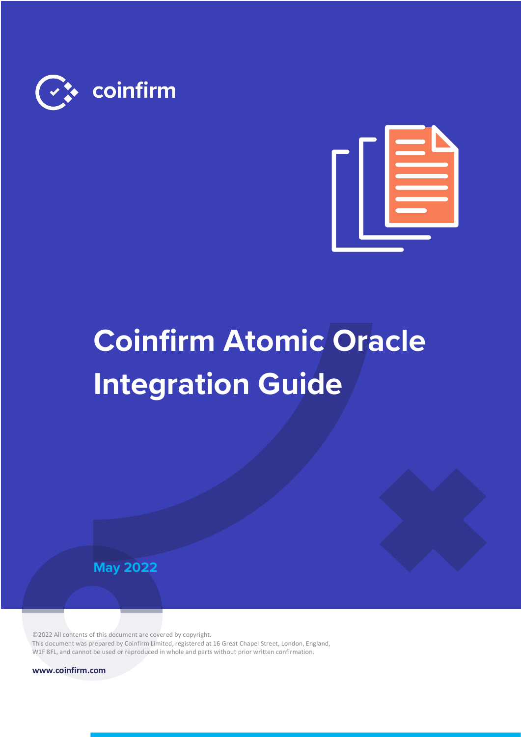coinfirm

# Coinfirm Atomic Oracle Integration Guide

May 2022

©2022 All contents of this document are covered by copyright.
This document was prepared by Coinfirm Limited, registered at 16 Great Chapel Street, London, England, W1F 8FL, and cannot be used or reproduced in whole and parts without prior written confirmation.

**www.coinfirm.com**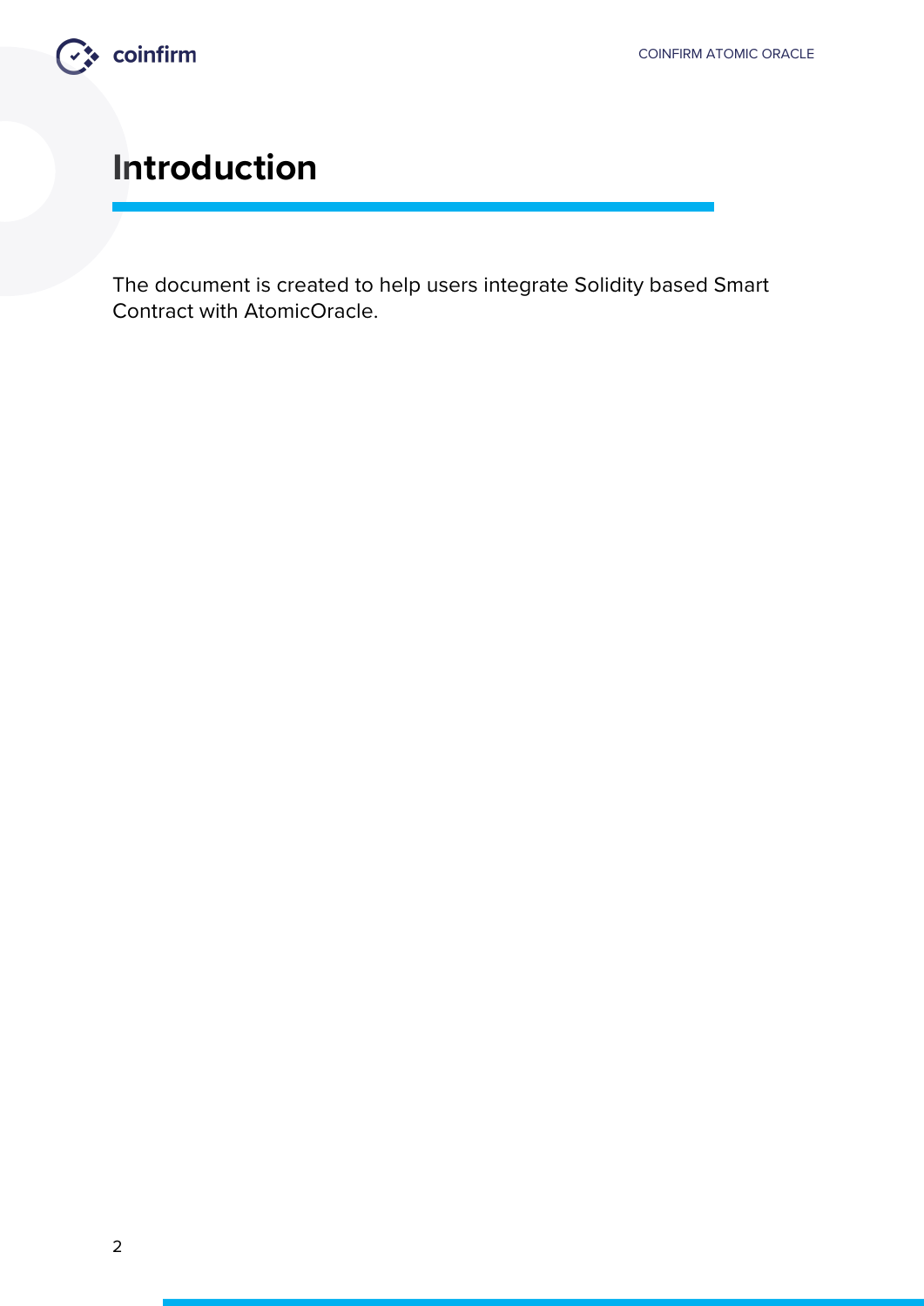# Introduction

The document is created to help users integrate Solidity based Smart Contract with AtomicOracle.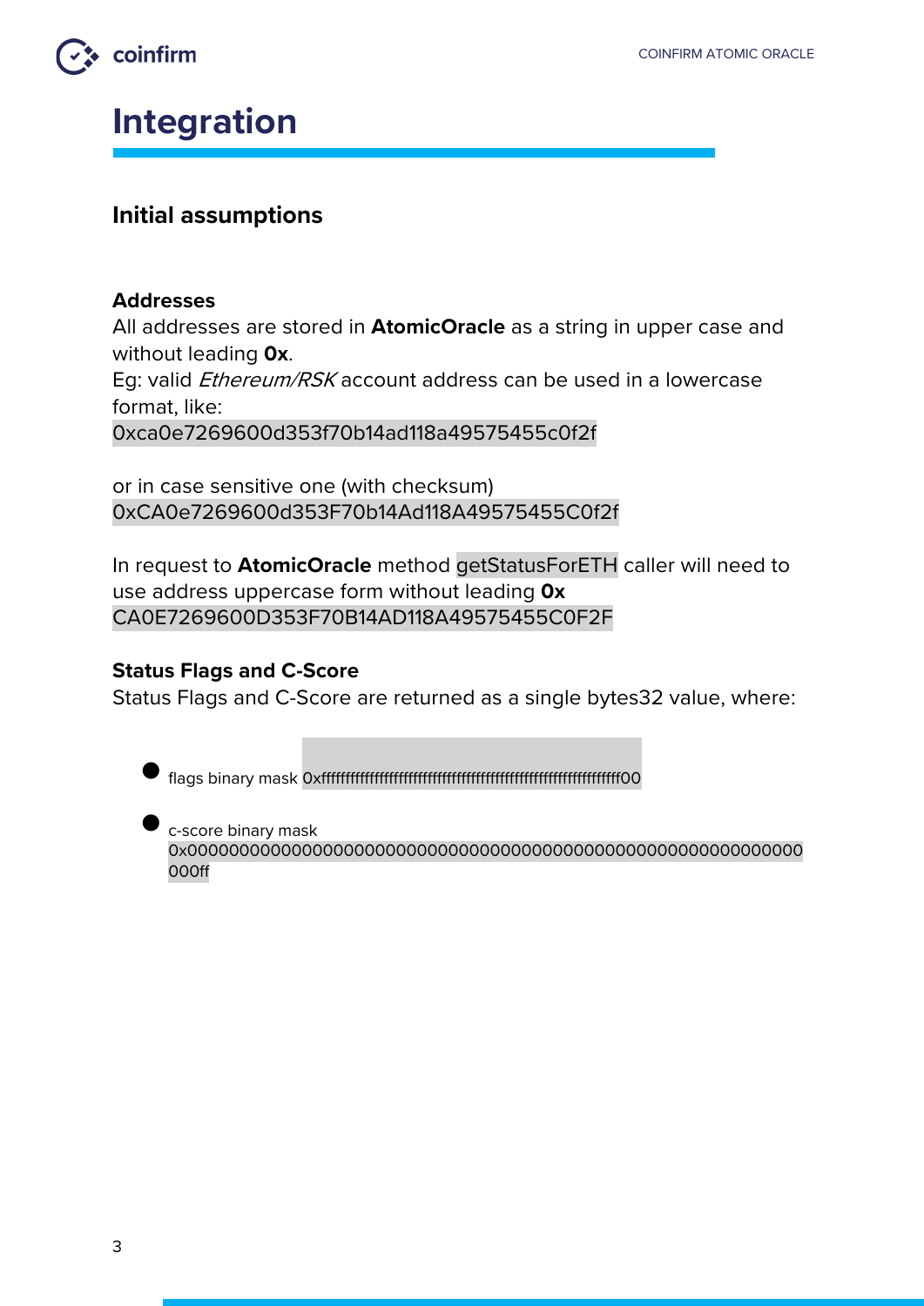# Integration

## Initial assumptions

### Addresses

All addresses are stored in **AtomicOracle** as a string in upper case and without leading **0x**.

Eg: valid *Ethereum/RSK* account address can be used in a lowercase format, like:

`0xca0e7269600d353f70b14ad118a49575455c0f2f`

or in case sensitive one (with checksum)

`0xCA0e7269600d353F70b14Ad118A49575455C0f2f`

In request to **AtomicOracle** method `getStatusForETH` caller will need to use address uppercase form without leading **0x**

`CA0E7269600D353F70B14AD118A49575455C0F2F`

### Status Flags and C-Score

Status Flags and C-Score are returned as a single bytes32 value, where:

- flags binary mask `0xffffffffffffffffffffffffffffffffffffffffffffffffffffffffffffff00`
- c-score binary mask `0x00000000000000000000000000000000000000000000000000000000000000ff`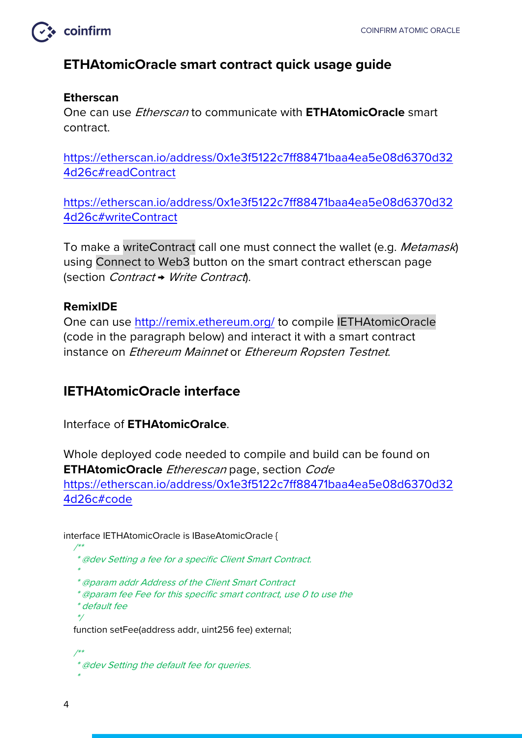## ETHAtomicOracle smart contract quick usage guide

**Etherscan**
One can use *Etherscan* to communicate with **ETHAtomicOracle** smart contract.

[https://etherscan.io/address/0x1e3f5122c7ff88471baa4ea5e08d6370d324d26c#readContract](https://etherscan.io/address/0x1e3f5122c7ff88471baa4ea5e08d6370d324d26c#readContract)

[https://etherscan.io/address/0x1e3f5122c7ff88471baa4ea5e08d6370d324d26c#writeContract](https://etherscan.io/address/0x1e3f5122c7ff88471baa4ea5e08d6370d324d26c#writeContract)

To make a writeContract call one must connect the wallet (e.g. *Metamask*) using Connect to Web3 button on the smart contract etherscan page (section *Contract* → *Write Contract*).

**RemixIDE**
One can use [http://remix.ethereum.org/](http://remix.ethereum.org/) to compile IETHAtomicOracle (code in the paragraph below) and interact it with a smart contract instance on *Ethereum Mainnet* or *Ethereum Ropsten Testnet*.

## IETHAtomicOracle interface

Interface of **ETHAtomicOralce**.

Whole deployed code needed to compile and build can be found on **ETHAtomicOracle** *Etherescan* page, section *Code*
[https://etherscan.io/address/0x1e3f5122c7ff88471baa4ea5e08d6370d324d26c#code](https://etherscan.io/address/0x1e3f5122c7ff88471baa4ea5e08d6370d324d26c#code)

```
interface IETHAtomicOracle is IBaseAtomicOracle {
  /**
   * @dev Setting a fee for a specific Client Smart Contract.
   *
   * @param addr Address of the Client Smart Contract
   * @param fee Fee for this specific smart contract, use 0 to use the
   * default fee
   */
  function setFee(address addr, uint256 fee) external;

  /**
   * @dev Setting the default fee for queries.
   *
```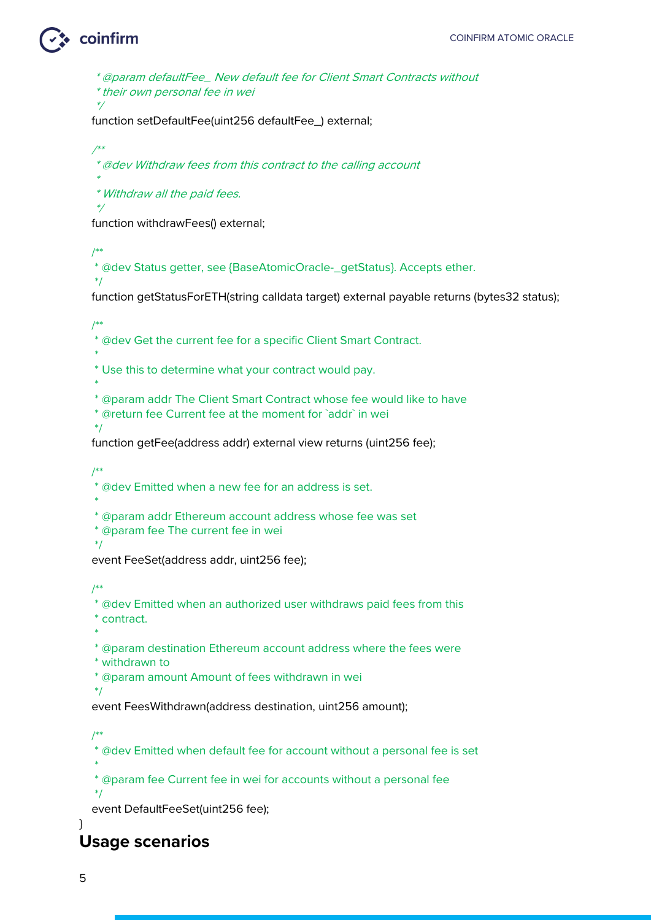```
     * @param defaultFee_ New default fee for Client Smart Contracts without
     * their own personal fee in wei
     */
    function setDefaultFee(uint256 defaultFee_) external;

    /**
     * @dev Withdraw fees from this contract to the calling account
     *
     * Withdraw all the paid fees.
     */
    function withdrawFees() external;

    /**
     * @dev Status getter, see {BaseAtomicOracle-_getStatus}. Accepts ether.
     */
    function getStatusForETH(string calldata target) external payable returns (bytes32 status);

    /**
     * @dev Get the current fee for a specific Client Smart Contract.
     *
     * Use this to determine what your contract would pay.
     *
     * @param addr The Client Smart Contract whose fee would like to have
     * @return fee Current fee at the moment for `addr` in wei
     */
    function getFee(address addr) external view returns (uint256 fee);

    /**
     * @dev Emitted when a new fee for an address is set.
     *
     * @param addr Ethereum account address whose fee was set
     * @param fee The current fee in wei
     */
    event FeeSet(address addr, uint256 fee);

    /**
     * @dev Emitted when an authorized user withdraws paid fees from this
     * contract.
     *
     * @param destination Ethereum account address where the fees were
     * withdrawn to
     * @param amount Amount of fees withdrawn in wei
     */
    event FeesWithdrawn(address destination, uint256 amount);

    /**
     * @dev Emitted when default fee for account without a personal fee is set
     *
     * @param fee Current fee in wei for accounts without a personal fee
     */
    event DefaultFeeSet(uint256 fee);
}
```

## Usage scenarios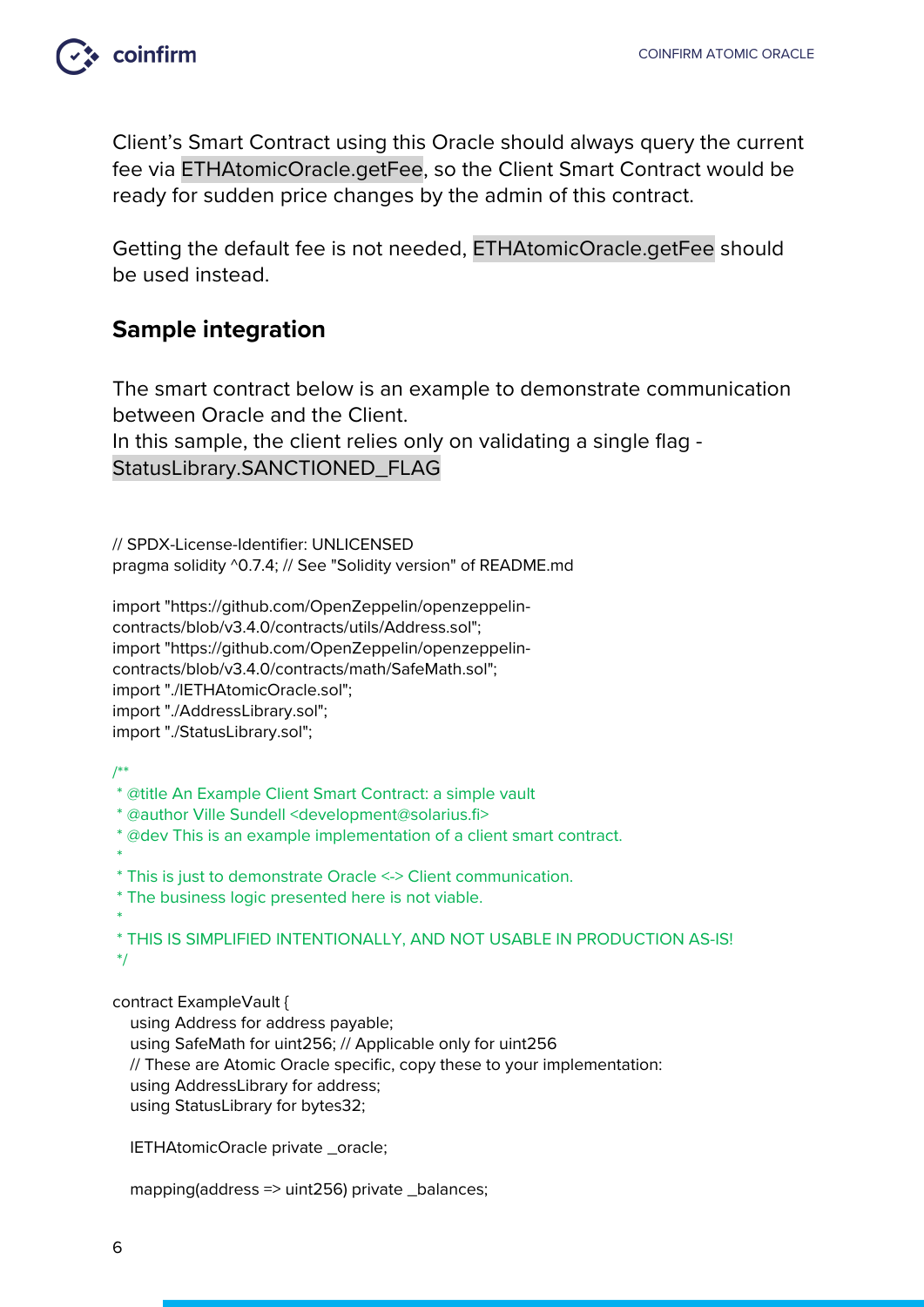Client's Smart Contract using this Oracle should always query the current fee via `ETHAtomicOracle.getFee`, so the Client Smart Contract would be ready for sudden price changes by the admin of this contract.

Getting the default fee is not needed, `ETHAtomicOracle.getFee` should be used instead.

## Sample integration

The smart contract below is an example to demonstrate communication between Oracle and the Client.
In this sample, the client relies only on validating a single flag - `StatusLibrary.SANCTIONED_FLAG`

```
// SPDX-License-Identifier: UNLICENSED
pragma solidity ^0.7.4; // See "Solidity version" of README.md

import "https://github.com/OpenZeppelin/openzeppelin-contracts/blob/v3.4.0/contracts/utils/Address.sol";
import "https://github.com/OpenZeppelin/openzeppelin-contracts/blob/v3.4.0/contracts/math/SafeMath.sol";
import "./IETHAtomicOracle.sol";
import "./AddressLibrary.sol";
import "./StatusLibrary.sol";

/**
 * @title An Example Client Smart Contract: a simple vault
 * @author Ville Sundell <development@solarius.fi>
 * @dev This is an example implementation of a client smart contract.
 *
 * This is just to demonstrate Oracle <-> Client communication.
 * The business logic presented here is not viable.
 *
 * THIS IS SIMPLIFIED INTENTIONALLY, AND NOT USABLE IN PRODUCTION AS-IS!
 */

contract ExampleVault {
    using Address for address payable;
    using SafeMath for uint256; // Applicable only for uint256
    // These are Atomic Oracle specific, copy these to your implementation:
    using AddressLibrary for address;
    using StatusLibrary for bytes32;

    IETHAtomicOracle private _oracle;

    mapping(address => uint256) private _balances;
```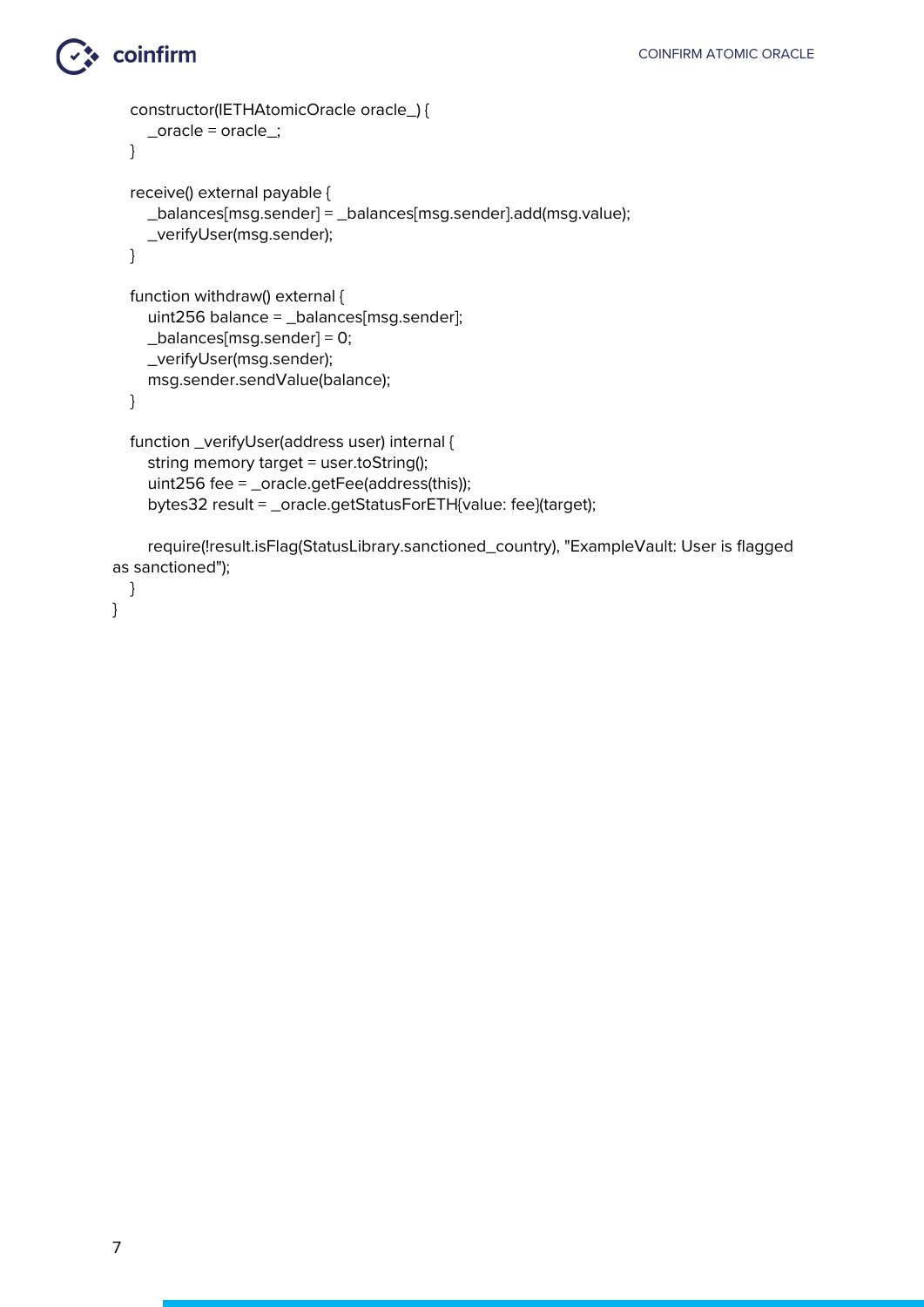```
    constructor(IETHAtomicOracle oracle_) {
        _oracle = oracle_;
    }

    receive() external payable {
        _balances[msg.sender] = _balances[msg.sender].add(msg.value);
        _verifyUser(msg.sender);
    }

    function withdraw() external {
        uint256 balance = _balances[msg.sender];
        _balances[msg.sender] = 0;
        _verifyUser(msg.sender);
        msg.sender.sendValue(balance);
    }

    function _verifyUser(address user) internal {
        string memory target = user.toString();
        uint256 fee = _oracle.getFee(address(this));
        bytes32 result = _oracle.getStatusForETH{value: fee}(target);

        require(!result.isFlag(StatusLibrary.sanctioned_country), "ExampleVault: User is flagged
as sanctioned");
    }
}
```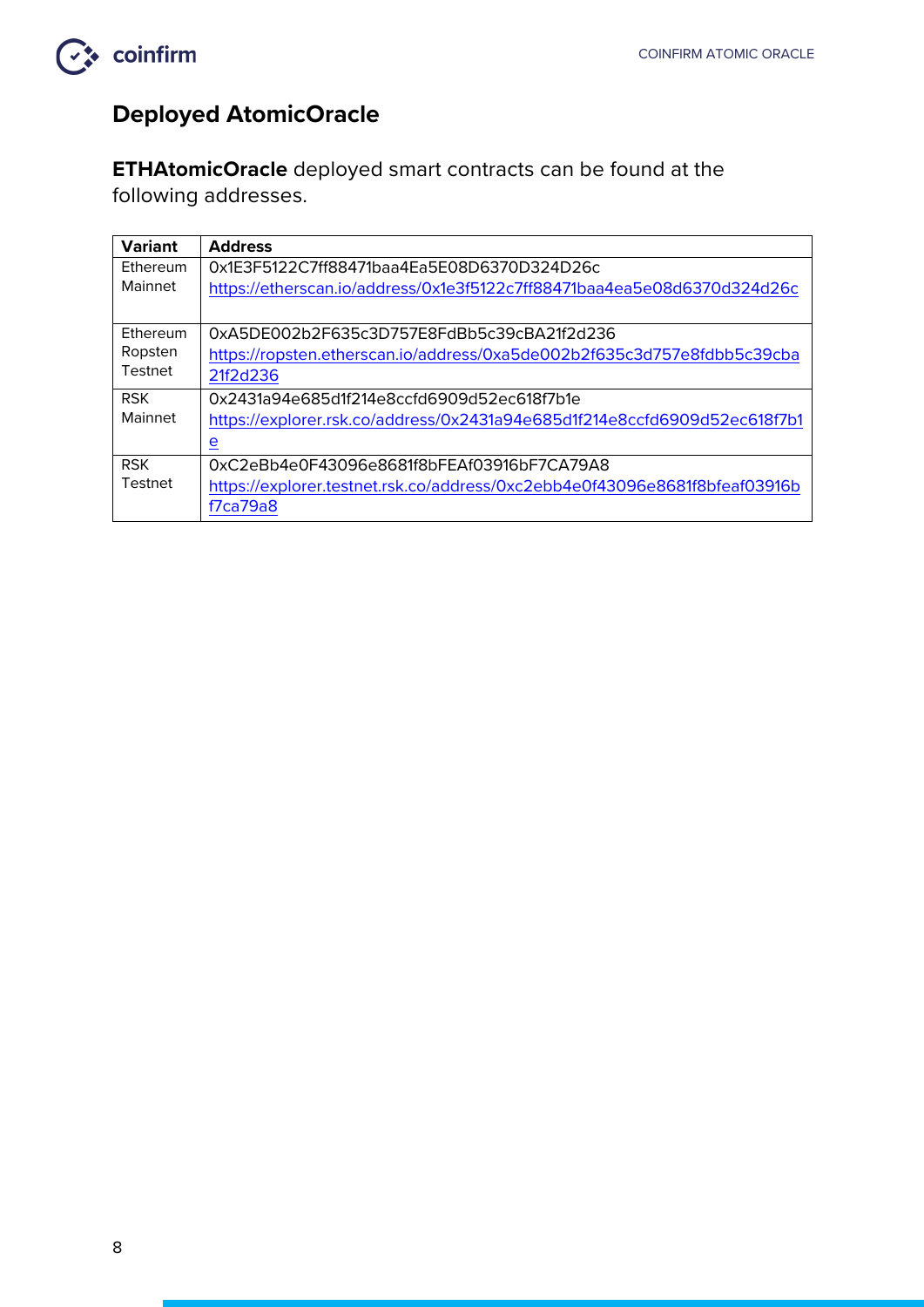## Deployed AtomicOracle

**ETHAtomicOracle** deployed smart contracts can be found at the following addresses.

| Variant | Address |
|---|---|
| Ethereum Mainnet | 0x1E3F5122C7ff88471baa4Ea5E08D6370D324D26c<br>https://etherscan.io/address/0x1e3f5122c7ff88471baa4ea5e08d6370d324d26c |
| Ethereum Ropsten Testnet | 0xA5DE002b2F635c3D757E8FdBb5c39cBA21f2d236<br>https://ropsten.etherscan.io/address/0xa5de002b2f635c3d757e8fdbb5c39cba21f2d236 |
| RSK Mainnet | 0x2431a94e685d1f214e8ccfd6909d52ec618f7b1e<br>https://explorer.rsk.co/address/0x2431a94e685d1f214e8ccfd6909d52ec618f7b1e |
| RSK Testnet | 0xC2eBb4e0F43096e8681f8bFEAf03916bF7CA79A8<br>https://explorer.testnet.rsk.co/address/0xc2ebb4e0f43096e8681f8bfeaf03916bf7ca79a8 |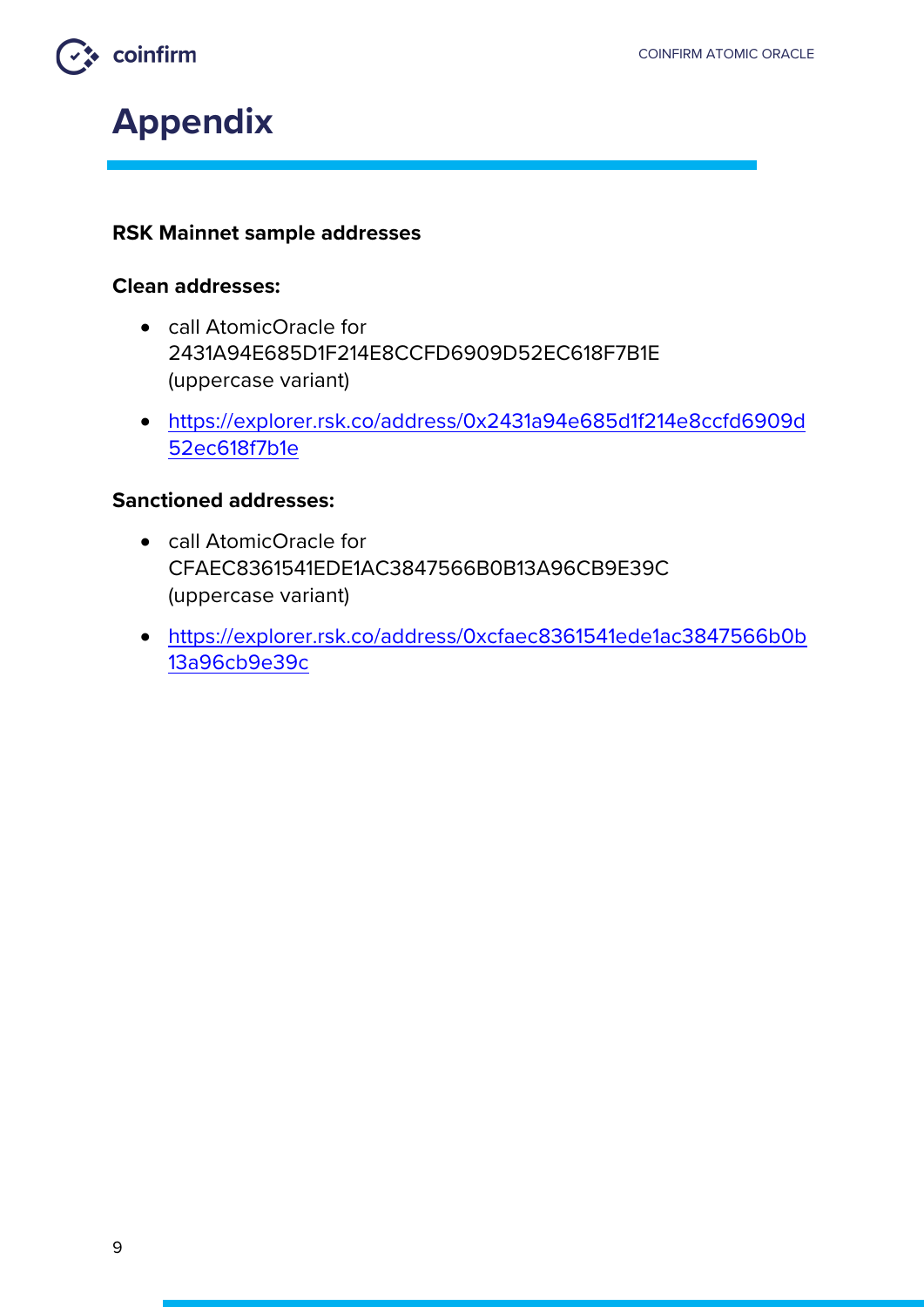# Appendix

**RSK Mainnet sample addresses**

**Clean addresses:**

- call AtomicOracle for 2431A94E685D1F214E8CCFD6909D52EC618F7B1E (uppercase variant)
- [https://explorer.rsk.co/address/0x2431a94e685d1f214e8ccfd6909d52ec618f7b1e](https://explorer.rsk.co/address/0x2431a94e685d1f214e8ccfd6909d52ec618f7b1e)

**Sanctioned addresses:**

- call AtomicOracle for CFAEC8361541EDE1AC3847566B0B13A96CB9E39C (uppercase variant)
- [https://explorer.rsk.co/address/0xcfaec8361541ede1ac3847566b0b13a96cb9e39c](https://explorer.rsk.co/address/0xcfaec8361541ede1ac3847566b0b13a96cb9e39c)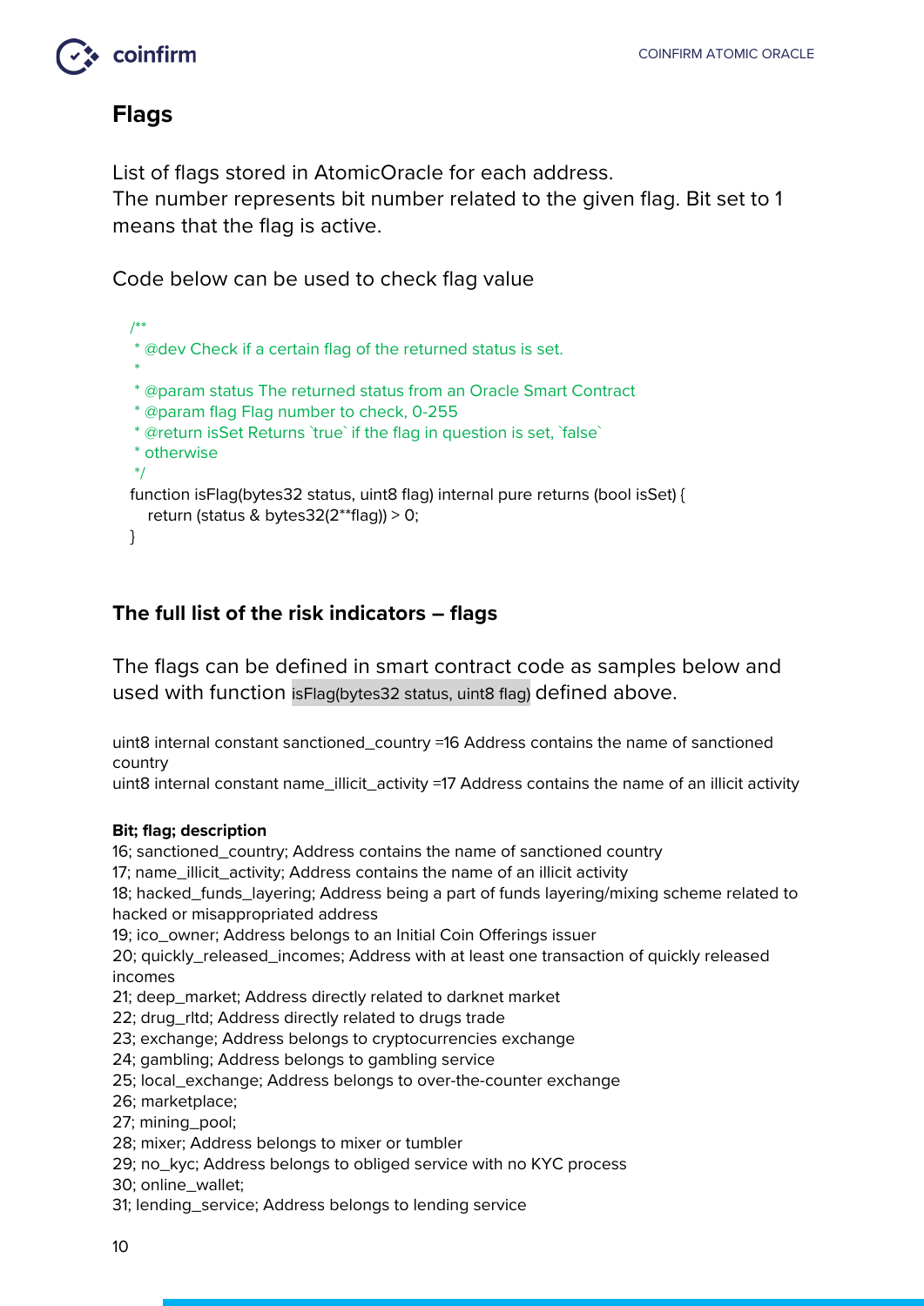## Flags

List of flags stored in AtomicOracle for each address.
The number represents bit number related to the given flag. Bit set to 1 means that the flag is active.

Code below can be used to check flag value

```
/**
 * @dev Check if a certain flag of the returned status is set.
 *
 * @param status The returned status from an Oracle Smart Contract
 * @param flag Flag number to check, 0-255
 * @return isSet Returns `true` if the flag in question is set, `false`
 * otherwise
 */
function isFlag(bytes32 status, uint8 flag) internal pure returns (bool isSet) {
    return (status & bytes32(2**flag)) > 0;
}
```

### The full list of the risk indicators – flags

The flags can be defined in smart contract code as samples below and used with function `isFlag(bytes32 status, uint8 flag)` defined above.

uint8 internal constant sanctioned_country =16 Address contains the name of sanctioned country
uint8 internal constant name_illicit_activity =17 Address contains the name of an illicit activity

**Bit; flag; description**
16; sanctioned_country; Address contains the name of sanctioned country
17; name_illicit_activity; Address contains the name of an illicit activity
18; hacked_funds_layering; Address being a part of funds layering/mixing scheme related to hacked or misappropriated address
19; ico_owner; Address belongs to an Initial Coin Offerings issuer
20; quickly_released_incomes; Address with at least one transaction of quickly released incomes
21; deep_market; Address directly related to darknet market
22; drug_rltd; Address directly related to drugs trade
23; exchange; Address belongs to cryptocurrencies exchange
24; gambling; Address belongs to gambling service
25; local_exchange; Address belongs to over-the-counter exchange
26; marketplace;
27; mining_pool;
28; mixer; Address belongs to mixer or tumbler
29; no_kyc; Address belongs to obliged service with no KYC process
30; online_wallet;
31; lending_service; Address belongs to lending service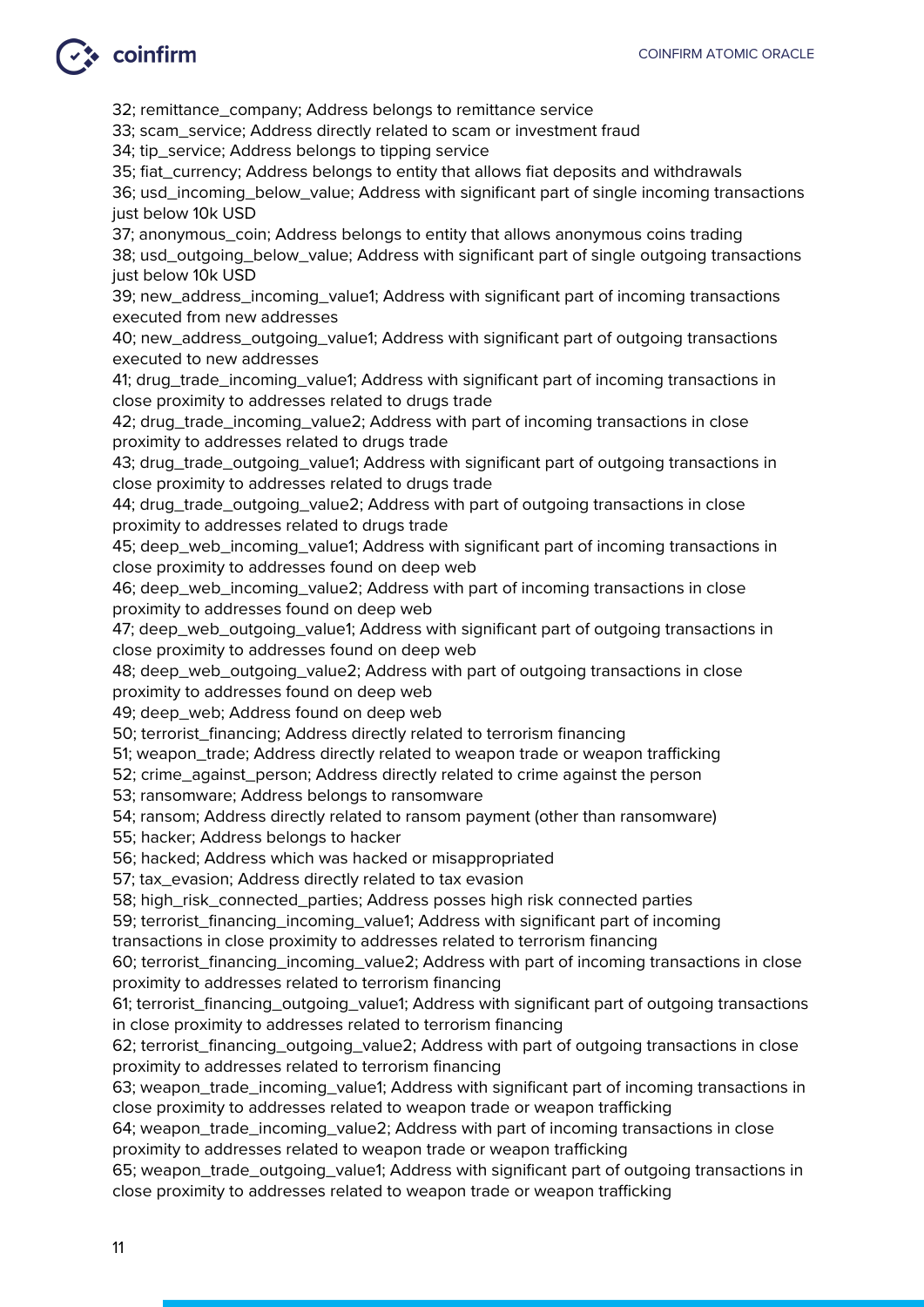32; remittance_company; Address belongs to remittance service
33; scam_service; Address directly related to scam or investment fraud
34; tip_service; Address belongs to tipping service
35; fiat_currency; Address belongs to entity that allows fiat deposits and withdrawals
36; usd_incoming_below_value; Address with significant part of single incoming transactions just below 10k USD
37; anonymous_coin; Address belongs to entity that allows anonymous coins trading
38; usd_outgoing_below_value; Address with significant part of single outgoing transactions just below 10k USD
39; new_address_incoming_value1; Address with significant part of incoming transactions executed from new addresses
40; new_address_outgoing_value1; Address with significant part of outgoing transactions executed to new addresses
41; drug_trade_incoming_value1; Address with significant part of incoming transactions in close proximity to addresses related to drugs trade
42; drug_trade_incoming_value2; Address with part of incoming transactions in close proximity to addresses related to drugs trade
43; drug_trade_outgoing_value1; Address with significant part of outgoing transactions in close proximity to addresses related to drugs trade
44; drug_trade_outgoing_value2; Address with part of outgoing transactions in close proximity to addresses related to drugs trade
45; deep_web_incoming_value1; Address with significant part of incoming transactions in close proximity to addresses found on deep web
46; deep_web_incoming_value2; Address with part of incoming transactions in close proximity to addresses found on deep web
47; deep_web_outgoing_value1; Address with significant part of outgoing transactions in close proximity to addresses found on deep web
48; deep_web_outgoing_value2; Address with part of outgoing transactions in close proximity to addresses found on deep web
49; deep_web; Address found on deep web
50; terrorist_financing; Address directly related to terrorism financing
51; weapon_trade; Address directly related to weapon trade or weapon trafficking
52; crime_against_person; Address directly related to crime against the person
53; ransomware; Address belongs to ransomware
54; ransom; Address directly related to ransom payment (other than ransomware)
55; hacker; Address belongs to hacker
56; hacked; Address which was hacked or misappropriated
57; tax_evasion; Address directly related to tax evasion
58; high_risk_connected_parties; Address posses high risk connected parties
59; terrorist_financing_incoming_value1; Address with significant part of incoming transactions in close proximity to addresses related to terrorism financing
60; terrorist_financing_incoming_value2; Address with part of incoming transactions in close proximity to addresses related to terrorism financing
61; terrorist_financing_outgoing_value1; Address with significant part of outgoing transactions in close proximity to addresses related to terrorism financing
62; terrorist_financing_outgoing_value2; Address with part of outgoing transactions in close proximity to addresses related to terrorism financing
63; weapon_trade_incoming_value1; Address with significant part of incoming transactions in close proximity to addresses related to weapon trade or weapon trafficking
64; weapon_trade_incoming_value2; Address with part of incoming transactions in close proximity to addresses related to weapon trade or weapon trafficking
65; weapon_trade_outgoing_value1; Address with significant part of outgoing transactions in close proximity to addresses related to weapon trade or weapon trafficking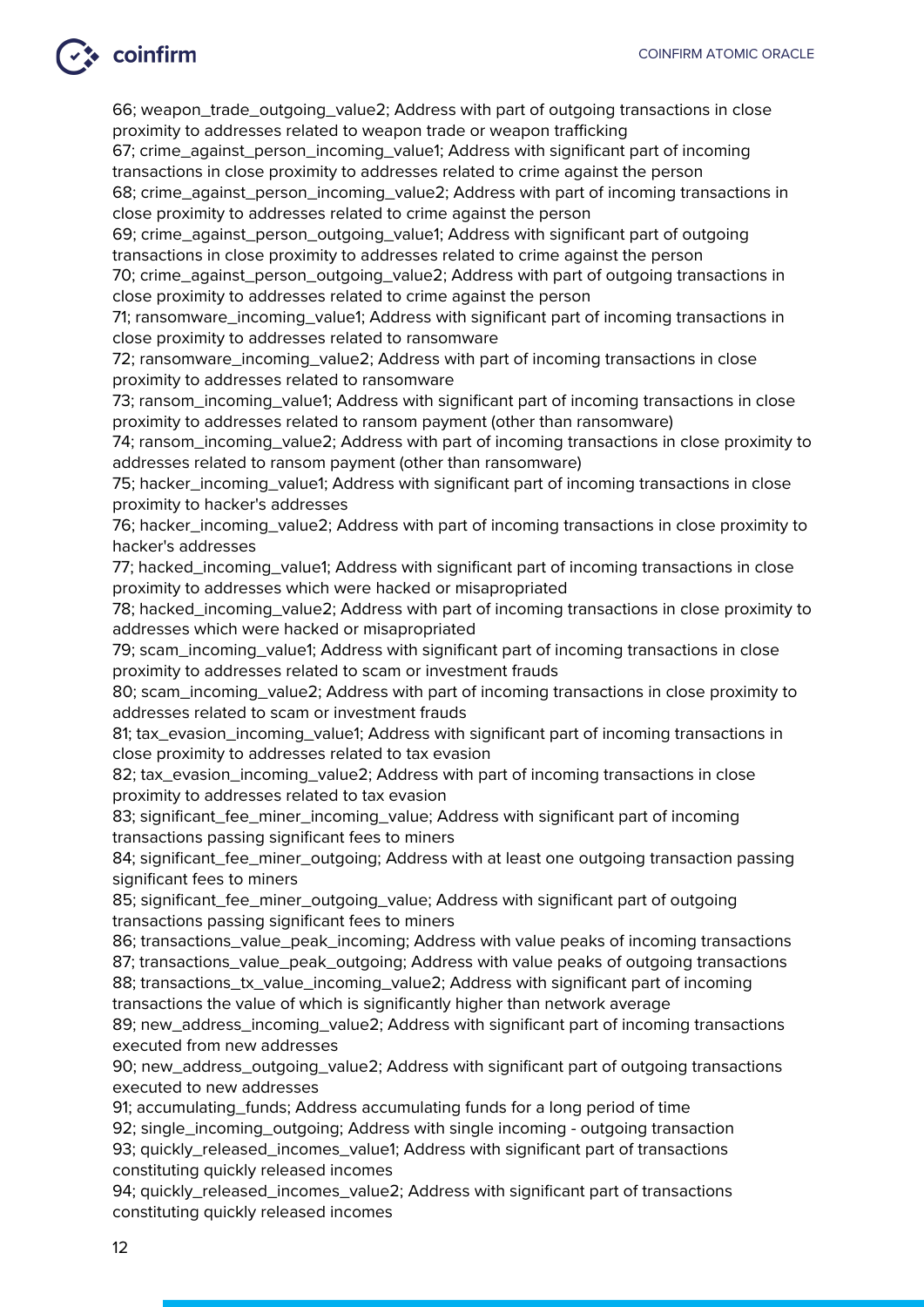66; weapon_trade_outgoing_value2; Address with part of outgoing transactions in close proximity to addresses related to weapon trade or weapon trafficking
67; crime_against_person_incoming_value1; Address with significant part of incoming transactions in close proximity to addresses related to crime against the person
68; crime_against_person_incoming_value2; Address with part of incoming transactions in close proximity to addresses related to crime against the person
69; crime_against_person_outgoing_value1; Address with significant part of outgoing transactions in close proximity to addresses related to crime against the person
70; crime_against_person_outgoing_value2; Address with part of outgoing transactions in close proximity to addresses related to crime against the person
71; ransomware_incoming_value1; Address with significant part of incoming transactions in close proximity to addresses related to ransomware
72; ransomware_incoming_value2; Address with part of incoming transactions in close proximity to addresses related to ransomware
73; ransom_incoming_value1; Address with significant part of incoming transactions in close proximity to addresses related to ransom payment (other than ransomware)
74; ransom_incoming_value2; Address with part of incoming transactions in close proximity to addresses related to ransom payment (other than ransomware)
75; hacker_incoming_value1; Address with significant part of incoming transactions in close proximity to hacker's addresses
76; hacker_incoming_value2; Address with part of incoming transactions in close proximity to hacker's addresses
77; hacked_incoming_value1; Address with significant part of incoming transactions in close proximity to addresses which were hacked or misapropriated
78; hacked_incoming_value2; Address with part of incoming transactions in close proximity to addresses which were hacked or misapropriated
79; scam_incoming_value1; Address with significant part of incoming transactions in close proximity to addresses related to scam or investment frauds
80; scam_incoming_value2; Address with part of incoming transactions in close proximity to addresses related to scam or investment frauds
81; tax_evasion_incoming_value1; Address with significant part of incoming transactions in close proximity to addresses related to tax evasion
82; tax_evasion_incoming_value2; Address with part of incoming transactions in close proximity to addresses related to tax evasion
83; significant_fee_miner_incoming_value; Address with significant part of incoming transactions passing significant fees to miners
84; significant_fee_miner_outgoing; Address with at least one outgoing transaction passing significant fees to miners
85; significant_fee_miner_outgoing_value; Address with significant part of outgoing transactions passing significant fees to miners
86; transactions_value_peak_incoming; Address with value peaks of incoming transactions
87; transactions_value_peak_outgoing; Address with value peaks of outgoing transactions
88; transactions_tx_value_incoming_value2; Address with significant part of incoming transactions the value of which is significantly higher than network average
89; new_address_incoming_value2; Address with significant part of incoming transactions executed from new addresses
90; new_address_outgoing_value2; Address with significant part of outgoing transactions executed to new addresses
91; accumulating_funds; Address accumulating funds for a long period of time
92; single_incoming_outgoing; Address with single incoming - outgoing transaction
93; quickly_released_incomes_value1; Address with significant part of transactions constituting quickly released incomes
94; quickly_released_incomes_value2; Address with significant part of transactions constituting quickly released incomes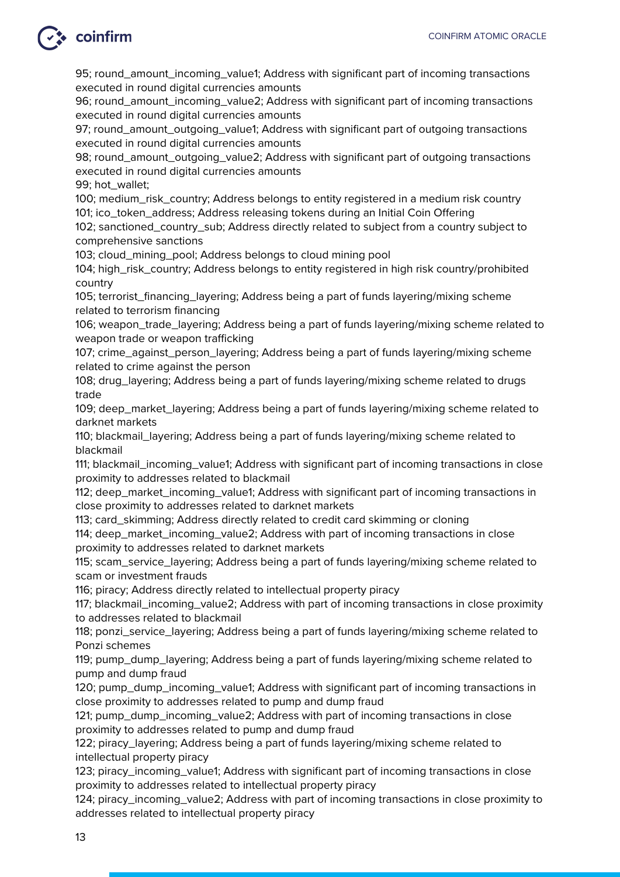95; round_amount_incoming_value1; Address with significant part of incoming transactions executed in round digital currencies amounts
96; round_amount_incoming_value2; Address with significant part of incoming transactions executed in round digital currencies amounts
97; round_amount_outgoing_value1; Address with significant part of outgoing transactions executed in round digital currencies amounts
98; round_amount_outgoing_value2; Address with significant part of outgoing transactions executed in round digital currencies amounts
99; hot_wallet;
100; medium_risk_country; Address belongs to entity registered in a medium risk country
101; ico_token_address; Address releasing tokens during an Initial Coin Offering
102; sanctioned_country_sub; Address directly related to subject from a country subject to comprehensive sanctions
103; cloud_mining_pool; Address belongs to cloud mining pool
104; high_risk_country; Address belongs to entity registered in high risk country/prohibited country
105; terrorist_financing_layering; Address being a part of funds layering/mixing scheme related to terrorism financing
106; weapon_trade_layering; Address being a part of funds layering/mixing scheme related to weapon trade or weapon trafficking
107; crime_against_person_layering; Address being a part of funds layering/mixing scheme related to crime against the person
108; drug_layering; Address being a part of funds layering/mixing scheme related to drugs trade
109; deep_market_layering; Address being a part of funds layering/mixing scheme related to darknet markets
110; blackmail_layering; Address being a part of funds layering/mixing scheme related to blackmail
111; blackmail_incoming_value1; Address with significant part of incoming transactions in close proximity to addresses related to blackmail
112; deep_market_incoming_value1; Address with significant part of incoming transactions in close proximity to addresses related to darknet markets
113; card_skimming; Address directly related to credit card skimming or cloning
114; deep_market_incoming_value2; Address with part of incoming transactions in close proximity to addresses related to darknet markets
115; scam_service_layering; Address being a part of funds layering/mixing scheme related to scam or investment frauds
116; piracy; Address directly related to intellectual property piracy
117; blackmail_incoming_value2; Address with part of incoming transactions in close proximity to addresses related to blackmail
118; ponzi_service_layering; Address being a part of funds layering/mixing scheme related to Ponzi schemes
119; pump_dump_layering; Address being a part of funds layering/mixing scheme related to pump and dump fraud
120; pump_dump_incoming_value1; Address with significant part of incoming transactions in close proximity to addresses related to pump and dump fraud
121; pump_dump_incoming_value2; Address with part of incoming transactions in close proximity to addresses related to pump and dump fraud
122; piracy_layering; Address being a part of funds layering/mixing scheme related to intellectual property piracy
123; piracy_incoming_value1; Address with significant part of incoming transactions in close proximity to addresses related to intellectual property piracy
124; piracy_incoming_value2; Address with part of incoming transactions in close proximity to addresses related to intellectual property piracy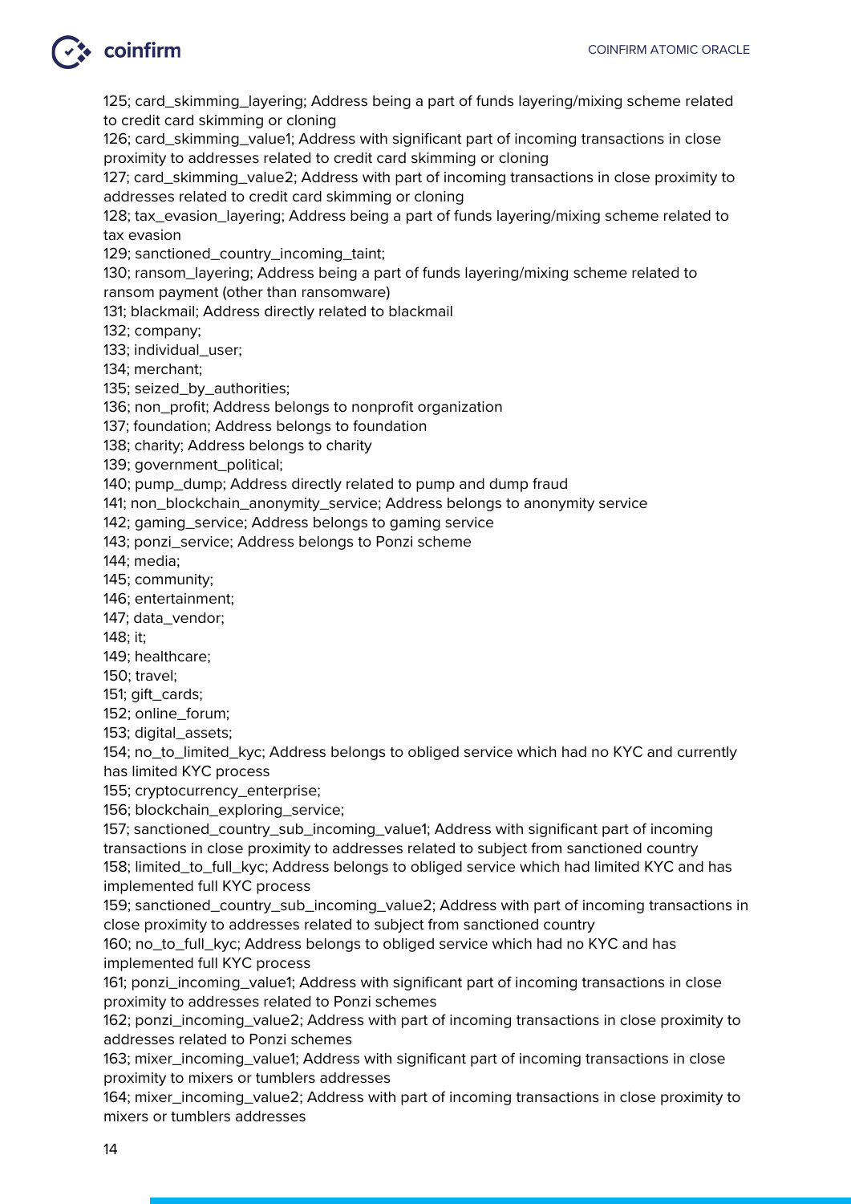125; card_skimming_layering; Address being a part of funds layering/mixing scheme related to credit card skimming or cloning
126; card_skimming_value1; Address with significant part of incoming transactions in close proximity to addresses related to credit card skimming or cloning
127; card_skimming_value2; Address with part of incoming transactions in close proximity to addresses related to credit card skimming or cloning
128; tax_evasion_layering; Address being a part of funds layering/mixing scheme related to tax evasion
129; sanctioned_country_incoming_taint;
130; ransom_layering; Address being a part of funds layering/mixing scheme related to ransom payment (other than ransomware)
131; blackmail; Address directly related to blackmail
132; company;
133; individual_user;
134; merchant;
135; seized_by_authorities;
136; non_profit; Address belongs to nonprofit organization
137; foundation; Address belongs to foundation
138; charity; Address belongs to charity
139; government_political;
140; pump_dump; Address directly related to pump and dump fraud
141; non_blockchain_anonymity_service; Address belongs to anonymity service
142; gaming_service; Address belongs to gaming service
143; ponzi_service; Address belongs to Ponzi scheme
144; media;
145; community;
146; entertainment;
147; data_vendor;
148; it;
149; healthcare;
150; travel;
151; gift_cards;
152; online_forum;
153; digital_assets;
154; no_to_limited_kyc; Address belongs to obliged service which had no KYC and currently has limited KYC process
155; cryptocurrency_enterprise;
156; blockchain_exploring_service;
157; sanctioned_country_sub_incoming_value1; Address with significant part of incoming transactions in close proximity to addresses related to subject from sanctioned country
158; limited_to_full_kyc; Address belongs to obliged service which had limited KYC and has implemented full KYC process
159; sanctioned_country_sub_incoming_value2; Address with part of incoming transactions in close proximity to addresses related to subject from sanctioned country
160; no_to_full_kyc; Address belongs to obliged service which had no KYC and has implemented full KYC process
161; ponzi_incoming_value1; Address with significant part of incoming transactions in close proximity to addresses related to Ponzi schemes
162; ponzi_incoming_value2; Address with part of incoming transactions in close proximity to addresses related to Ponzi schemes
163; mixer_incoming_value1; Address with significant part of incoming transactions in close proximity to mixers or tumblers addresses
164; mixer_incoming_value2; Address with part of incoming transactions in close proximity to mixers or tumblers addresses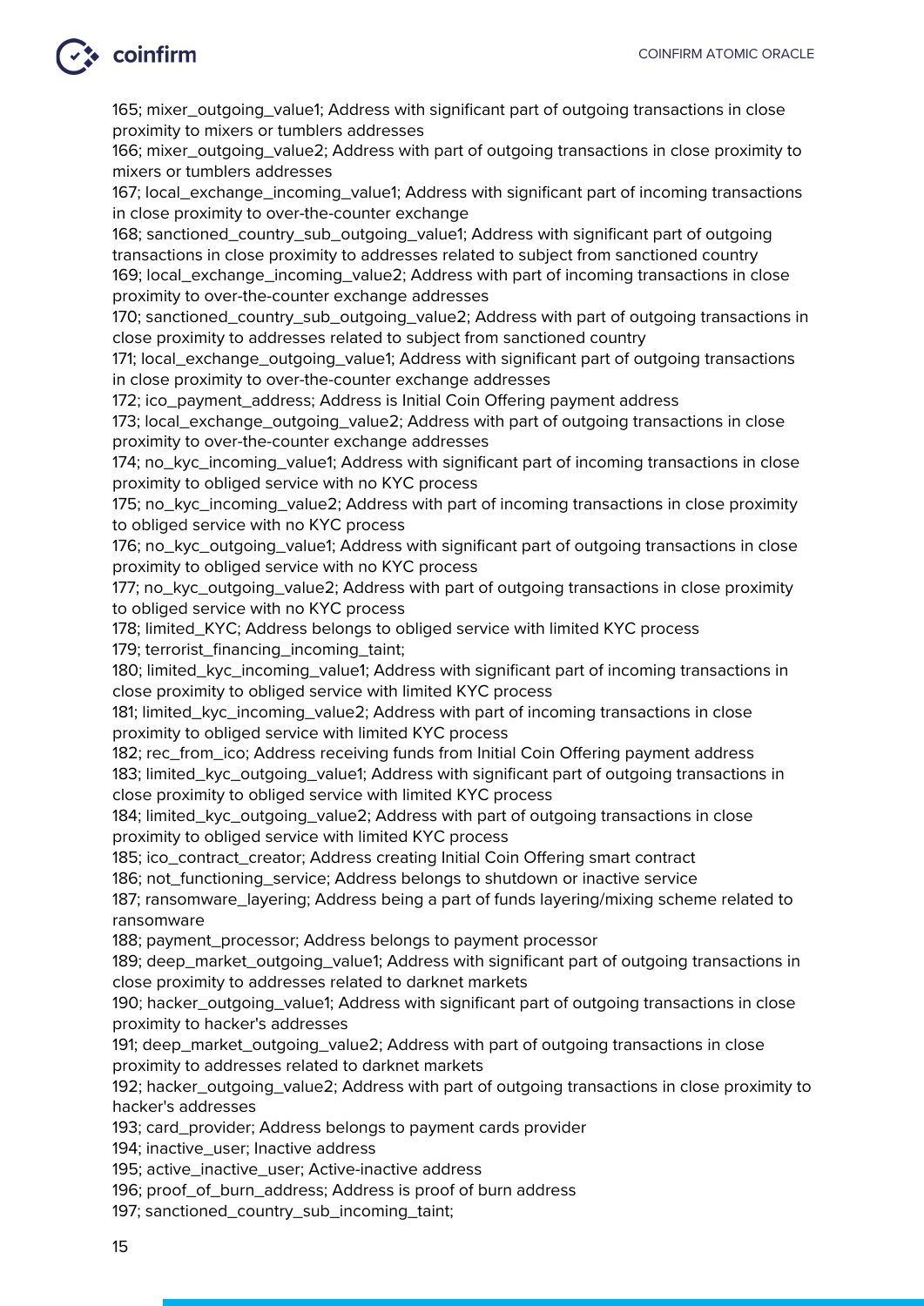165; mixer_outgoing_value1; Address with significant part of outgoing transactions in close proximity to mixers or tumblers addresses
166; mixer_outgoing_value2; Address with part of outgoing transactions in close proximity to mixers or tumblers addresses
167; local_exchange_incoming_value1; Address with significant part of incoming transactions in close proximity to over-the-counter exchange
168; sanctioned_country_sub_outgoing_value1; Address with significant part of outgoing transactions in close proximity to addresses related to subject from sanctioned country
169; local_exchange_incoming_value2; Address with part of incoming transactions in close proximity to over-the-counter exchange addresses
170; sanctioned_country_sub_outgoing_value2; Address with part of outgoing transactions in close proximity to addresses related to subject from sanctioned country
171; local_exchange_outgoing_value1; Address with significant part of outgoing transactions in close proximity to over-the-counter exchange addresses
172; ico_payment_address; Address is Initial Coin Offering payment address
173; local_exchange_outgoing_value2; Address with part of outgoing transactions in close proximity to over-the-counter exchange addresses
174; no_kyc_incoming_value1; Address with significant part of incoming transactions in close proximity to obliged service with no KYC process
175; no_kyc_incoming_value2; Address with part of incoming transactions in close proximity to obliged service with no KYC process
176; no_kyc_outgoing_value1; Address with significant part of outgoing transactions in close proximity to obliged service with no KYC process
177; no_kyc_outgoing_value2; Address with part of outgoing transactions in close proximity to obliged service with no KYC process
178; limited_KYC; Address belongs to obliged service with limited KYC process
179; terrorist_financing_incoming_taint;
180; limited_kyc_incoming_value1; Address with significant part of incoming transactions in close proximity to obliged service with limited KYC process
181; limited_kyc_incoming_value2; Address with part of incoming transactions in close proximity to obliged service with limited KYC process
182; rec_from_ico; Address receiving funds from Initial Coin Offering payment address
183; limited_kyc_outgoing_value1; Address with significant part of outgoing transactions in close proximity to obliged service with limited KYC process
184; limited_kyc_outgoing_value2; Address with part of outgoing transactions in close proximity to obliged service with limited KYC process
185; ico_contract_creator; Address creating Initial Coin Offering smart contract
186; not_functioning_service; Address belongs to shutdown or inactive service
187; ransomware_layering; Address being a part of funds layering/mixing scheme related to ransomware
188; payment_processor; Address belongs to payment processor
189; deep_market_outgoing_value1; Address with significant part of outgoing transactions in close proximity to addresses related to darknet markets
190; hacker_outgoing_value1; Address with significant part of outgoing transactions in close proximity to hacker's addresses
191; deep_market_outgoing_value2; Address with part of outgoing transactions in close proximity to addresses related to darknet markets
192; hacker_outgoing_value2; Address with part of outgoing transactions in close proximity to hacker's addresses
193; card_provider; Address belongs to payment cards provider
194; inactive_user; Inactive address
195; active_inactive_user; Active-inactive address
196; proof_of_burn_address; Address is proof of burn address
197; sanctioned_country_sub_incoming_taint;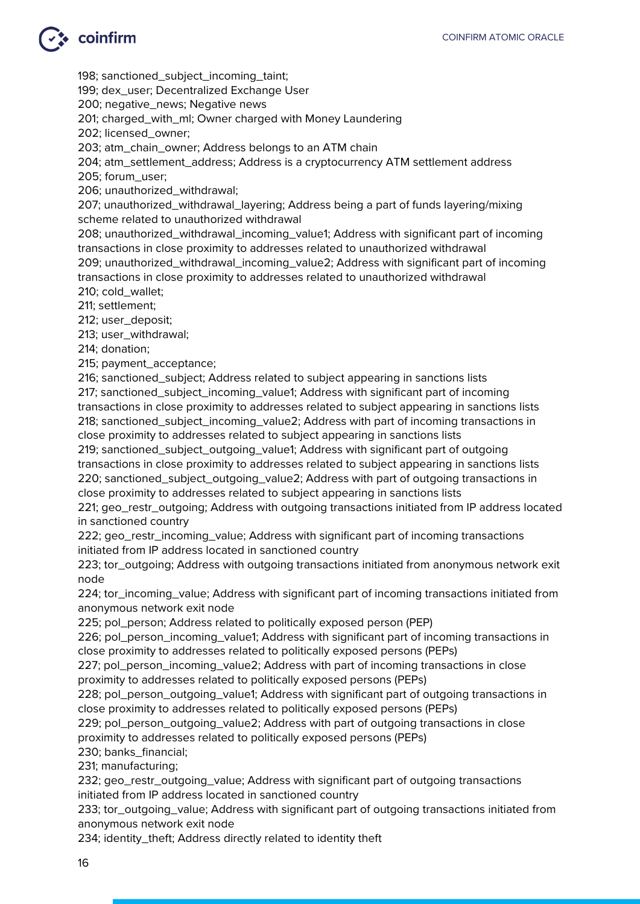198; sanctioned_subject_incoming_taint;
199; dex_user; Decentralized Exchange User
200; negative_news; Negative news
201; charged_with_ml; Owner charged with Money Laundering
202; licensed_owner;
203; atm_chain_owner; Address belongs to an ATM chain
204; atm_settlement_address; Address is a cryptocurrency ATM settlement address
205; forum_user;
206; unauthorized_withdrawal;
207; unauthorized_withdrawal_layering; Address being a part of funds layering/mixing scheme related to unauthorized withdrawal
208; unauthorized_withdrawal_incoming_value1; Address with significant part of incoming transactions in close proximity to addresses related to unauthorized withdrawal
209; unauthorized_withdrawal_incoming_value2; Address with significant part of incoming transactions in close proximity to addresses related to unauthorized withdrawal
210; cold_wallet;
211; settlement;
212; user_deposit;
213; user_withdrawal;
214; donation;
215; payment_acceptance;
216; sanctioned_subject; Address related to subject appearing in sanctions lists
217; sanctioned_subject_incoming_value1; Address with significant part of incoming transactions in close proximity to addresses related to subject appearing in sanctions lists
218; sanctioned_subject_incoming_value2; Address with part of incoming transactions in close proximity to addresses related to subject appearing in sanctions lists
219; sanctioned_subject_outgoing_value1; Address with significant part of outgoing transactions in close proximity to addresses related to subject appearing in sanctions lists
220; sanctioned_subject_outgoing_value2; Address with part of outgoing transactions in close proximity to addresses related to subject appearing in sanctions lists
221; geo_restr_outgoing; Address with outgoing transactions initiated from IP address located in sanctioned country
222; geo_restr_incoming_value; Address with significant part of incoming transactions initiated from IP address located in sanctioned country
223; tor_outgoing; Address with outgoing transactions initiated from anonymous network exit node
224; tor_incoming_value; Address with significant part of incoming transactions initiated from anonymous network exit node
225; pol_person; Address related to politically exposed person (PEP)
226; pol_person_incoming_value1; Address with significant part of incoming transactions in close proximity to addresses related to politically exposed persons (PEPs)
227; pol_person_incoming_value2; Address with part of incoming transactions in close proximity to addresses related to politically exposed persons (PEPs)
228; pol_person_outgoing_value1; Address with significant part of outgoing transactions in close proximity to addresses related to politically exposed persons (PEPs)
229; pol_person_outgoing_value2; Address with part of outgoing transactions in close proximity to addresses related to politically exposed persons (PEPs)
230; banks_financial;
231; manufacturing;
232; geo_restr_outgoing_value; Address with significant part of outgoing transactions initiated from IP address located in sanctioned country
233; tor_outgoing_value; Address with significant part of outgoing transactions initiated from anonymous network exit node
234; identity_theft; Address directly related to identity theft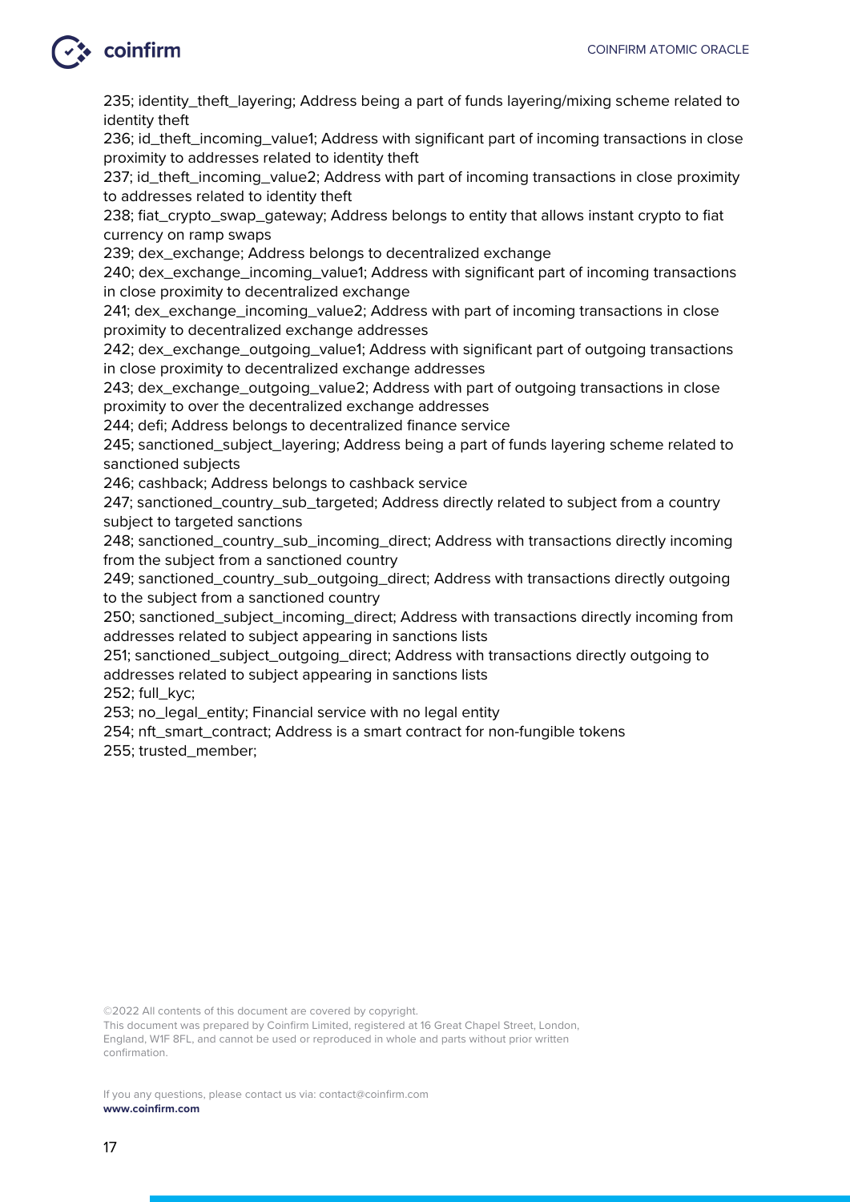235; identity_theft_layering; Address being a part of funds layering/mixing scheme related to identity theft
236; id_theft_incoming_value1; Address with significant part of incoming transactions in close proximity to addresses related to identity theft
237; id_theft_incoming_value2; Address with part of incoming transactions in close proximity to addresses related to identity theft
238; fiat_crypto_swap_gateway; Address belongs to entity that allows instant crypto to fiat currency on ramp swaps
239; dex_exchange; Address belongs to decentralized exchange
240; dex_exchange_incoming_value1; Address with significant part of incoming transactions in close proximity to decentralized exchange
241; dex_exchange_incoming_value2; Address with part of incoming transactions in close proximity to decentralized exchange addresses
242; dex_exchange_outgoing_value1; Address with significant part of outgoing transactions in close proximity to decentralized exchange addresses
243; dex_exchange_outgoing_value2; Address with part of outgoing transactions in close proximity to over the decentralized exchange addresses
244; defi; Address belongs to decentralized finance service
245; sanctioned_subject_layering; Address being a part of funds layering scheme related to sanctioned subjects
246; cashback; Address belongs to cashback service
247; sanctioned_country_sub_targeted; Address directly related to subject from a country subject to targeted sanctions
248; sanctioned_country_sub_incoming_direct; Address with transactions directly incoming from the subject from a sanctioned country
249; sanctioned_country_sub_outgoing_direct; Address with transactions directly outgoing to the subject from a sanctioned country
250; sanctioned_subject_incoming_direct; Address with transactions directly incoming from addresses related to subject appearing in sanctions lists
251; sanctioned_subject_outgoing_direct; Address with transactions directly outgoing to addresses related to subject appearing in sanctions lists
252; full_kyc;
253; no_legal_entity; Financial service with no legal entity
254; nft_smart_contract; Address is a smart contract for non-fungible tokens
255; trusted_member;